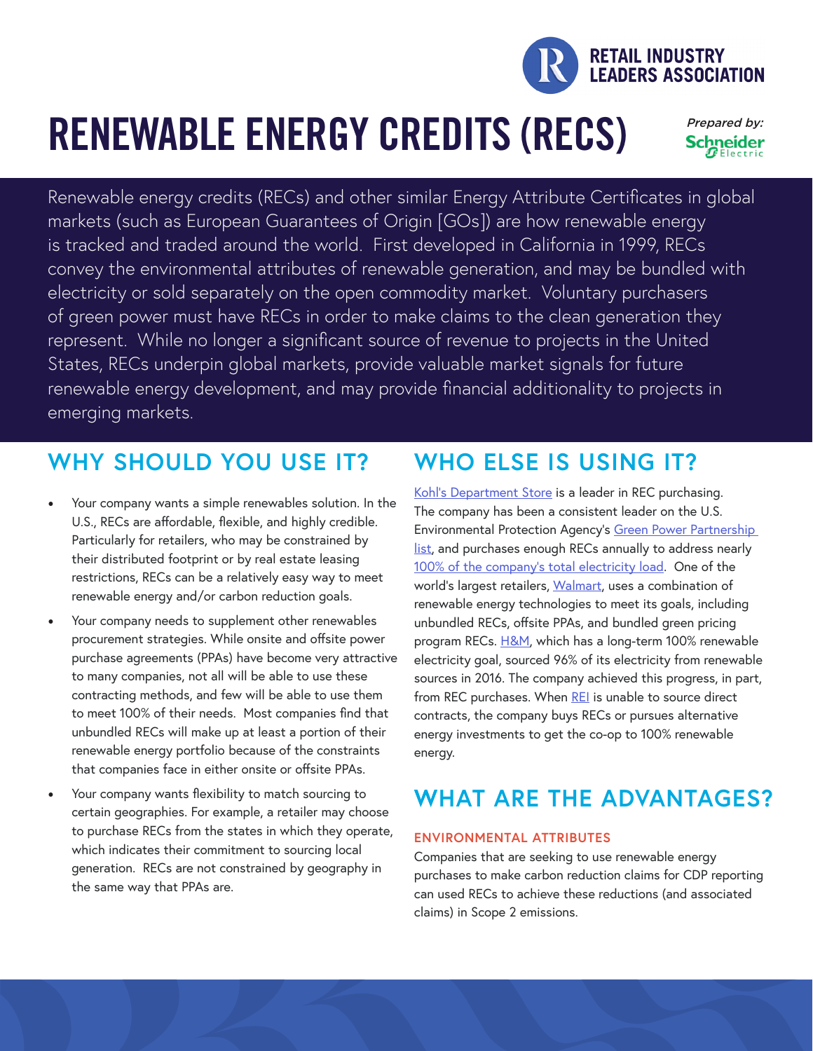RETAIL INDUSTRY LEADERS ASSOCIATION

# RENEWABLE ENERGY CREDITS (RECS)

*Prepared by:* Schneider Electric

Renewable energy credits (RECs) and other similar Energy Attribute Certificates in global markets (such as European Guarantees of Origin [GOs]) are how renewable energy is tracked and traded around the world. First developed in California in 1999, RECs convey the environmental attributes of renewable generation, and may be bundled with electricity or sold separately on the open commodity market. Voluntary purchasers of green power must have RECs in order to make claims to the clean generation they represent. While no longer a significant source of revenue to projects in the United States, RECs underpin global markets, provide valuable market signals for future renewable energy development, and may provide financial additionality to projects in emerging markets.

## WHY SHOULD YOU USE IT?

- Your company wants a simple renewables solution. In the U.S., RECs are affordable, flexible, and highly credible. Particularly for retailers, who may be constrained by their distributed footprint or by real estate leasing restrictions, RECs can be a relatively easy way to meet renewable energy and/or carbon reduction goals.
- Your company needs to supplement other renewables procurement strategies. While onsite and offsite power purchase agreements (PPAs) have become very attractive to many companies, not all will be able to use these contracting methods, and few will be able to use them to meet 100% of their needs. Most companies find that unbundled RECs will make up at least a portion of their renewable energy portfolio because of the constraints that companies face in either onsite or offsite PPAs.
- Your company wants flexibility to match sourcing to certain geographies. For example, a retailer may choose to purchase RECs from the states in which they operate, which indicates their commitment to sourcing local generation. RECs are not constrained by geography in the same way that PPAs are.

## WHO ELSE IS USING IT?

Kohl's Department Store is a leader in REC purchasing. The company has been a consistent leader on the U.S. Environmental Protection Agency's Green Power Partnership list, and purchases enough RECs annually to address nearly 100% of the company's total electricity load. One of the world's largest retailers, Walmart, uses a combination of renewable energy technologies to meet its goals, including unbundled RECs, offsite PPAs, and bundled green pricing program RECs. H&M, which has a long-term 100% renewable electricity goal, sourced 96% of its electricity from renewable sources in 2016. The company achieved this progress, in part, from REC purchases. When REI is unable to source direct contracts, the company buys RECs or pursues alternative energy investments to get the co-op to 100% renewable energy.

## WHAT ARE THE ADVANTAGES?

### ENVIRONMENTAL ATTRIBUTES

Companies that are seeking to use renewable energy purchases to make carbon reduction claims for CDP reporting can used RECs to achieve these reductions (and associated claims) in Scope 2 emissions.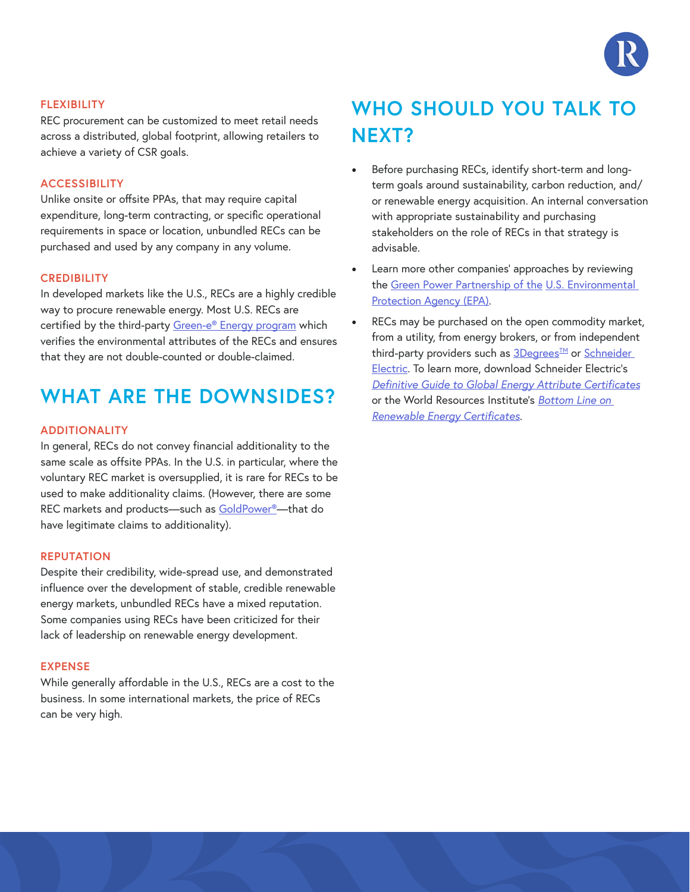### FLEXIBILITY

REC procurement can be customized to meet retail needs across a distributed, global footprint, allowing retailers to achieve a variety of CSR goals.

### ACCESSIBILITY

Unlike onsite or offsite PPAs, that may require capital expenditure, long-term contracting, or specific operational requirements in space or location, unbundled RECs can be purchased and used by any company in any volume.

### CREDIBILITY

In developed markets like the U.S., RECs are a highly credible way to procure renewable energy. Most U.S. RECs are certified by the third-party Green-e® Energy program which verifies the environmental attributes of the RECs and ensures that they are not double-counted or double-claimed.

## WHAT ARE THE DOWNSIDES?

### ADDITIONALITY

In general, RECs do not convey financial additionality to the same scale as offsite PPAs. In the U.S. in particular, where the voluntary REC market is oversupplied, it is rare for RECs to be used to make additionality claims. (However, there are some REC markets and products—such as GoldPower®—that do have legitimate claims to additionality).

### REPUTATION

Despite their credibility, wide-spread use, and demonstrated influence over the development of stable, credible renewable energy markets, unbundled RECs have a mixed reputation. Some companies using RECs have been criticized for their lack of leadership on renewable energy development.

### EXPENSE

While generally affordable in the U.S., RECs are a cost to the business. In some international markets, the price of RECs can be very high.

## WHO SHOULD YOU TALK TO NEXT?

- Before purchasing RECs, identify short-term and long-term goals around sustainability, carbon reduction, and/or renewable energy acquisition. An internal conversation with appropriate sustainability and purchasing stakeholders on the role of RECs in that strategy is advisable.
- Learn more other companies' approaches by reviewing the Green Power Partnership of the U.S. Environmental Protection Agency (EPA).
- RECs may be purchased on the open commodity market, from a utility, from energy brokers, or from independent third-party providers such as 3Degrees™ or Schneider Electric. To learn more, download Schneider Electric's *Definitive Guide to Global Energy Attribute Certificates* or the World Resources Institute's *Bottom Line on Renewable Energy Certificates*.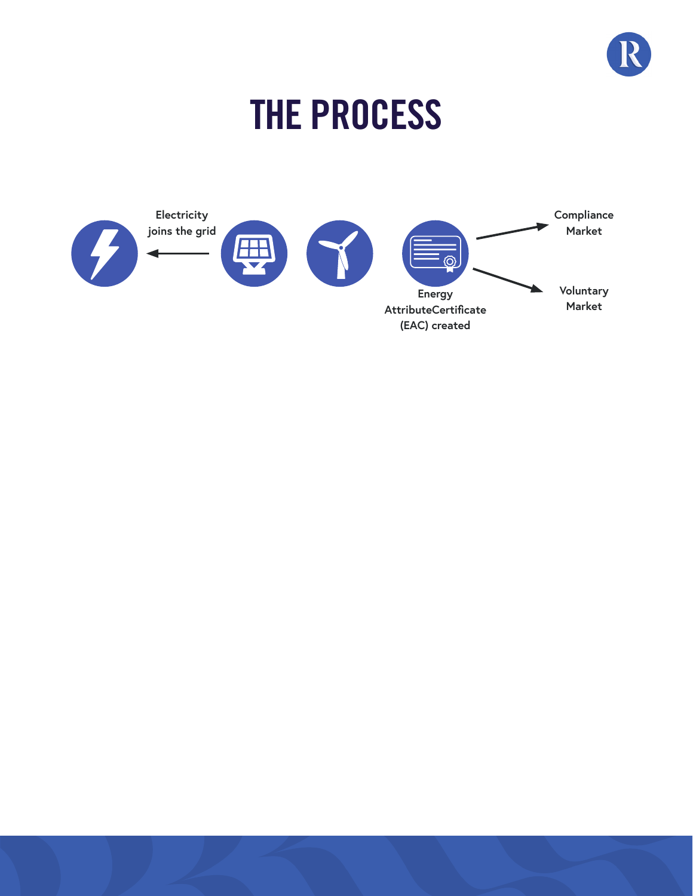# THE PROCESS

Electricity joins the grid

Energy AttributeCertificate (EAC) created

Compliance Market

Voluntary Market